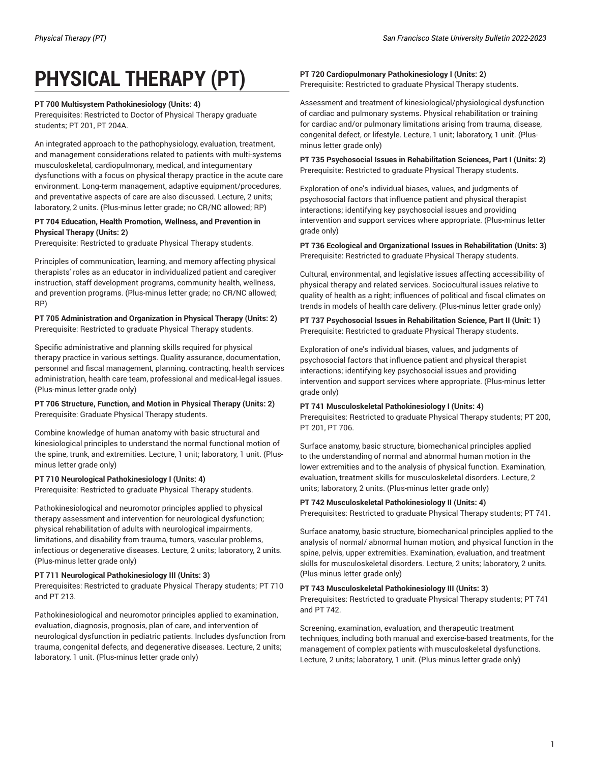# PHYSICAL THERAPY (PT)

**PT 700 Multisystem Pathokinesiology (Units: 4)**
Prerequisites: Restricted to Doctor of Physical Therapy graduate students; PT 201, PT 204A.

An integrated approach to the pathophysiology, evaluation, treatment, and management considerations related to patients with multi-systems musculoskeletal, cardiopulmonary, medical, and integumentary dysfunctions with a focus on physical therapy practice in the acute care environment. Long-term management, adaptive equipment/procedures, and preventative aspects of care are also discussed. Lecture, 2 units; laboratory, 2 units. (Plus-minus letter grade; no CR/NC allowed; RP)

**PT 704 Education, Health Promotion, Wellness, and Prevention in Physical Therapy (Units: 2)**
Prerequisite: Restricted to graduate Physical Therapy students.

Principles of communication, learning, and memory affecting physical therapists' roles as an educator in individualized patient and caregiver instruction, staff development programs, community health, wellness, and prevention programs. (Plus-minus letter grade; no CR/NC allowed; RP)

**PT 705 Administration and Organization in Physical Therapy (Units: 2)**
Prerequisite: Restricted to graduate Physical Therapy students.

Specific administrative and planning skills required for physical therapy practice in various settings. Quality assurance, documentation, personnel and fiscal management, planning, contracting, health services administration, health care team, professional and medical-legal issues. (Plus-minus letter grade only)

**PT 706 Structure, Function, and Motion in Physical Therapy (Units: 2)**
Prerequisite: Graduate Physical Therapy students.

Combine knowledge of human anatomy with basic structural and kinesiological principles to understand the normal functional motion of the spine, trunk, and extremities. Lecture, 1 unit; laboratory, 1 unit. (Plus-minus letter grade only)

**PT 710 Neurological Pathokinesiology I (Units: 4)**
Prerequisite: Restricted to graduate Physical Therapy students.

Pathokinesiological and neuromotor principles applied to physical therapy assessment and intervention for neurological dysfunction; physical rehabilitation of adults with neurological impairments, limitations, and disability from trauma, tumors, vascular problems, infectious or degenerative diseases. Lecture, 2 units; laboratory, 2 units. (Plus-minus letter grade only)

**PT 711 Neurological Pathokinesiology III (Units: 3)**
Prerequisites: Restricted to graduate Physical Therapy students; PT 710 and PT 213.

Pathokinesiological and neuromotor principles applied to examination, evaluation, diagnosis, prognosis, plan of care, and intervention of neurological dysfunction in pediatric patients. Includes dysfunction from trauma, congenital defects, and degenerative diseases. Lecture, 2 units; laboratory, 1 unit. (Plus-minus letter grade only)

**PT 720 Cardiopulmonary Pathokinesiology I (Units: 2)**
Prerequisite: Restricted to graduate Physical Therapy students.

Assessment and treatment of kinesiological/physiological dysfunction of cardiac and pulmonary systems. Physical rehabilitation or training for cardiac and/or pulmonary limitations arising from trauma, disease, congenital defect, or lifestyle. Lecture, 1 unit; laboratory, 1 unit. (Plus-minus letter grade only)

**PT 735 Psychosocial Issues in Rehabilitation Sciences, Part I (Units: 2)**
Prerequisite: Restricted to graduate Physical Therapy students.

Exploration of one's individual biases, values, and judgments of psychosocial factors that influence patient and physical therapist interactions; identifying key psychosocial issues and providing intervention and support services where appropriate. (Plus-minus letter grade only)

**PT 736 Ecological and Organizational Issues in Rehabilitation (Units: 3)**
Prerequisite: Restricted to graduate Physical Therapy students.

Cultural, environmental, and legislative issues affecting accessibility of physical therapy and related services. Sociocultural issues relative to quality of health as a right; influences of political and fiscal climates on trends in models of health care delivery. (Plus-minus letter grade only)

**PT 737 Psychosocial Issues in Rehabilitation Science, Part II (Unit: 1)**
Prerequisite: Restricted to graduate Physical Therapy students.

Exploration of one's individual biases, values, and judgments of psychosocial factors that influence patient and physical therapist interactions; identifying key psychosocial issues and providing intervention and support services where appropriate. (Plus-minus letter grade only)

**PT 741 Musculoskeletal Pathokinesiology I (Units: 4)**
Prerequisites: Restricted to graduate Physical Therapy students; PT 200, PT 201, PT 706.

Surface anatomy, basic structure, biomechanical principles applied to the understanding of normal and abnormal human motion in the lower extremities and to the analysis of physical function. Examination, evaluation, treatment skills for musculoskeletal disorders. Lecture, 2 units; laboratory, 2 units. (Plus-minus letter grade only)

**PT 742 Musculoskeletal Pathokinesiology II (Units: 4)**
Prerequisites: Restricted to graduate Physical Therapy students; PT 741.

Surface anatomy, basic structure, biomechanical principles applied to the analysis of normal/ abnormal human motion, and physical function in the spine, pelvis, upper extremities. Examination, evaluation, and treatment skills for musculoskeletal disorders. Lecture, 2 units; laboratory, 2 units. (Plus-minus letter grade only)

**PT 743 Musculoskeletal Pathokinesiology III (Units: 3)**
Prerequisites: Restricted to graduate Physical Therapy students; PT 741 and PT 742.

Screening, examination, evaluation, and therapeutic treatment techniques, including both manual and exercise-based treatments, for the management of complex patients with musculoskeletal dysfunctions. Lecture, 2 units; laboratory, 1 unit. (Plus-minus letter grade only)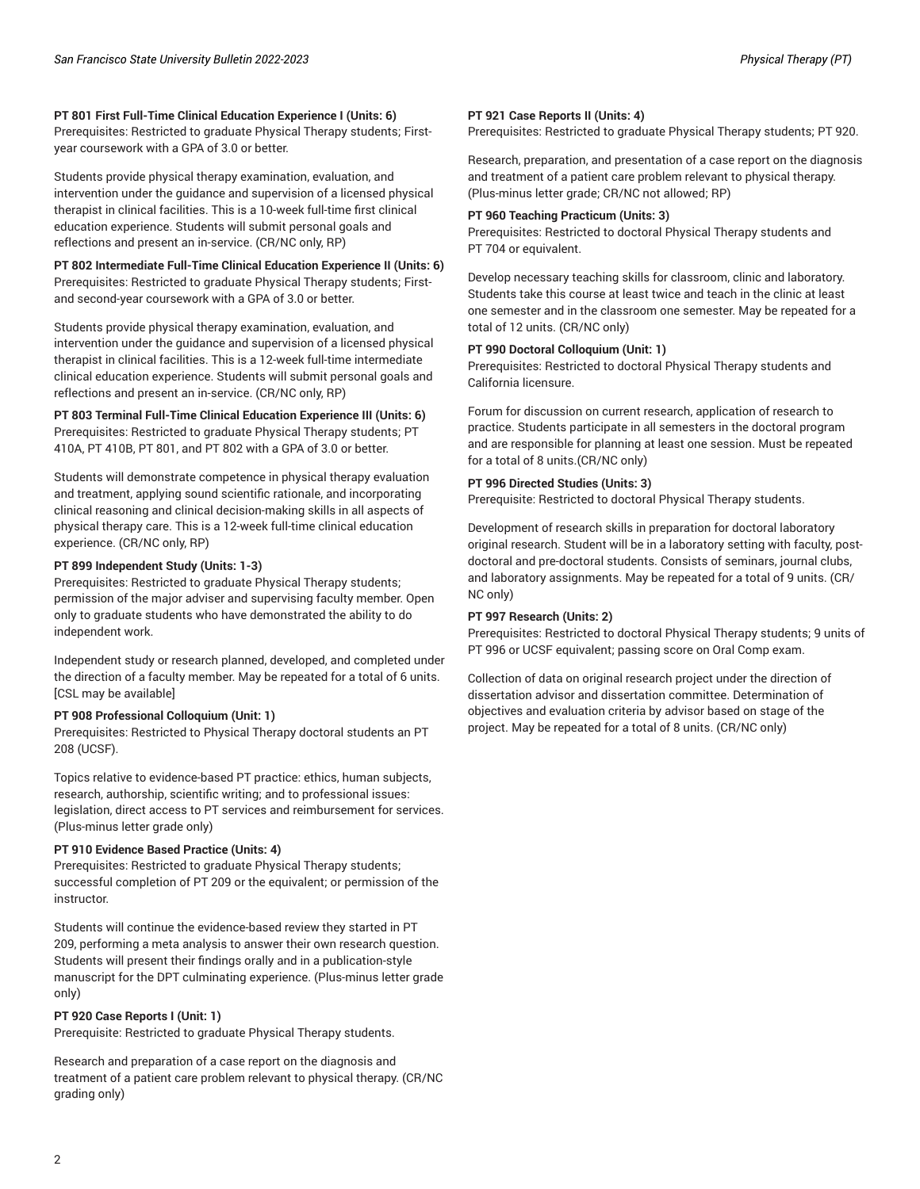**PT 801 First Full-Time Clinical Education Experience I (Units: 6)**
Prerequisites: Restricted to graduate Physical Therapy students; First-year coursework with a GPA of 3.0 or better.

Students provide physical therapy examination, evaluation, and intervention under the guidance and supervision of a licensed physical therapist in clinical facilities. This is a 10-week full-time first clinical education experience. Students will submit personal goals and reflections and present an in-service. (CR/NC only, RP)

**PT 802 Intermediate Full-Time Clinical Education Experience II (Units: 6)**
Prerequisites: Restricted to graduate Physical Therapy students; First- and second-year coursework with a GPA of 3.0 or better.

Students provide physical therapy examination, evaluation, and intervention under the guidance and supervision of a licensed physical therapist in clinical facilities. This is a 12-week full-time intermediate clinical education experience. Students will submit personal goals and reflections and present an in-service. (CR/NC only, RP)

**PT 803 Terminal Full-Time Clinical Education Experience III (Units: 6)**
Prerequisites: Restricted to graduate Physical Therapy students; PT 410A, PT 410B, PT 801, and PT 802 with a GPA of 3.0 or better.

Students will demonstrate competence in physical therapy evaluation and treatment, applying sound scientific rationale, and incorporating clinical reasoning and clinical decision-making skills in all aspects of physical therapy care. This is a 12-week full-time clinical education experience. (CR/NC only, RP)

**PT 899 Independent Study (Units: 1-3)**
Prerequisites: Restricted to graduate Physical Therapy students; permission of the major adviser and supervising faculty member. Open only to graduate students who have demonstrated the ability to do independent work.

Independent study or research planned, developed, and completed under the direction of a faculty member. May be repeated for a total of 6 units. [CSL may be available]

**PT 908 Professional Colloquium (Unit: 1)**
Prerequisites: Restricted to Physical Therapy doctoral students an PT 208 (UCSF).

Topics relative to evidence-based PT practice: ethics, human subjects, research, authorship, scientific writing; and to professional issues: legislation, direct access to PT services and reimbursement for services. (Plus-minus letter grade only)

**PT 910 Evidence Based Practice (Units: 4)**
Prerequisites: Restricted to graduate Physical Therapy students; successful completion of PT 209 or the equivalent; or permission of the instructor.

Students will continue the evidence-based review they started in PT 209, performing a meta analysis to answer their own research question. Students will present their findings orally and in a publication-style manuscript for the DPT culminating experience. (Plus-minus letter grade only)

**PT 920 Case Reports I (Unit: 1)**
Prerequisite: Restricted to graduate Physical Therapy students.

Research and preparation of a case report on the diagnosis and treatment of a patient care problem relevant to physical therapy. (CR/NC grading only)

**PT 921 Case Reports II (Units: 4)**
Prerequisites: Restricted to graduate Physical Therapy students; PT 920.

Research, preparation, and presentation of a case report on the diagnosis and treatment of a patient care problem relevant to physical therapy. (Plus-minus letter grade; CR/NC not allowed; RP)

**PT 960 Teaching Practicum (Units: 3)**
Prerequisites: Restricted to doctoral Physical Therapy students and PT 704 or equivalent.

Develop necessary teaching skills for classroom, clinic and laboratory. Students take this course at least twice and teach in the clinic at least one semester and in the classroom one semester. May be repeated for a total of 12 units. (CR/NC only)

**PT 990 Doctoral Colloquium (Unit: 1)**
Prerequisites: Restricted to doctoral Physical Therapy students and California licensure.

Forum for discussion on current research, application of research to practice. Students participate in all semesters in the doctoral program and are responsible for planning at least one session. Must be repeated for a total of 8 units.(CR/NC only)

**PT 996 Directed Studies (Units: 3)**
Prerequisite: Restricted to doctoral Physical Therapy students.

Development of research skills in preparation for doctoral laboratory original research. Student will be in a laboratory setting with faculty, post-doctoral and pre-doctoral students. Consists of seminars, journal clubs, and laboratory assignments. May be repeated for a total of 9 units. (CR/NC only)

**PT 997 Research (Units: 2)**
Prerequisites: Restricted to doctoral Physical Therapy students; 9 units of PT 996 or UCSF equivalent; passing score on Oral Comp exam.

Collection of data on original research project under the direction of dissertation advisor and dissertation committee. Determination of objectives and evaluation criteria by advisor based on stage of the project. May be repeated for a total of 8 units. (CR/NC only)